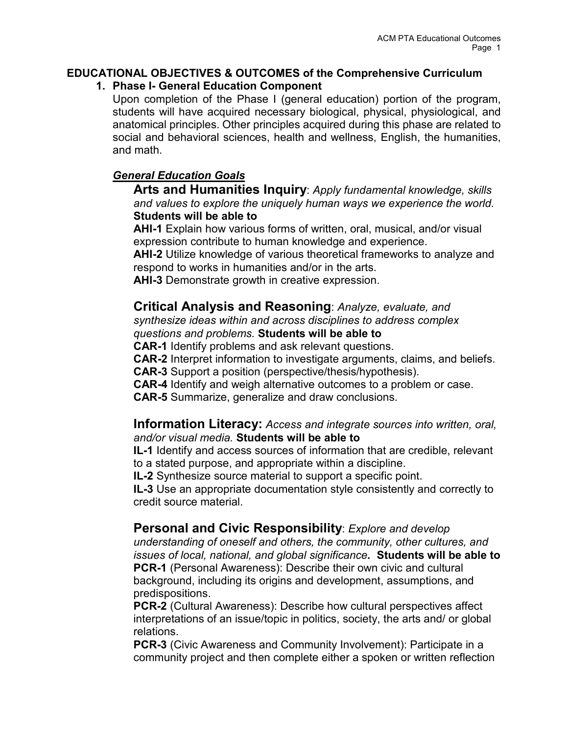# EDUCATIONAL OBJECTIVES & OUTCOMES of the Comprehensive Curriculum

## 1. Phase I- General Education Component

Upon completion of the Phase I (general education) portion of the program, students will have acquired necessary biological, physical, physiological, and anatomical principles. Other principles acquired during this phase are related to social and behavioral sciences, health and wellness, English, the humanities, and math.

### ***General Education Goals***

**Arts and Humanities Inquiry**: *Apply fundamental knowledge, skills and values to explore the uniquely human ways we experience the world.* **Students will be able to**

**AHI-1** Explain how various forms of written, oral, musical, and/or visual expression contribute to human knowledge and experience.

**AHI-2** Utilize knowledge of various theoretical frameworks to analyze and respond to works in humanities and/or in the arts.

**AHI-3** Demonstrate growth in creative expression.

**Critical Analysis and Reasoning**: *Analyze, evaluate, and synthesize ideas within and across disciplines to address complex questions and problems.* **Students will be able to**

**CAR-1** Identify problems and ask relevant questions.

**CAR-2** Interpret information to investigate arguments, claims, and beliefs.

**CAR-3** Support a position (perspective/thesis/hypothesis).

**CAR-4** Identify and weigh alternative outcomes to a problem or case.

**CAR-5** Summarize, generalize and draw conclusions.

**Information Literacy:** *Access and integrate sources into written, oral, and/or visual media.* **Students will be able to**

**IL-1** Identify and access sources of information that are credible, relevant to a stated purpose, and appropriate within a discipline.

**IL-2** Synthesize source material to support a specific point.

**IL-3** Use an appropriate documentation style consistently and correctly to credit source material.

**Personal and Civic Responsibility**: *Explore and develop understanding of oneself and others, the community, other cultures, and issues of local, national, and global significance.* **Students will be able to**

**PCR-1** (Personal Awareness): Describe their own civic and cultural background, including its origins and development, assumptions, and predispositions.

**PCR-2** (Cultural Awareness): Describe how cultural perspectives affect interpretations of an issue/topic in politics, society, the arts and/ or global relations.

**PCR-3** (Civic Awareness and Community Involvement): Participate in a community project and then complete either a spoken or written reflection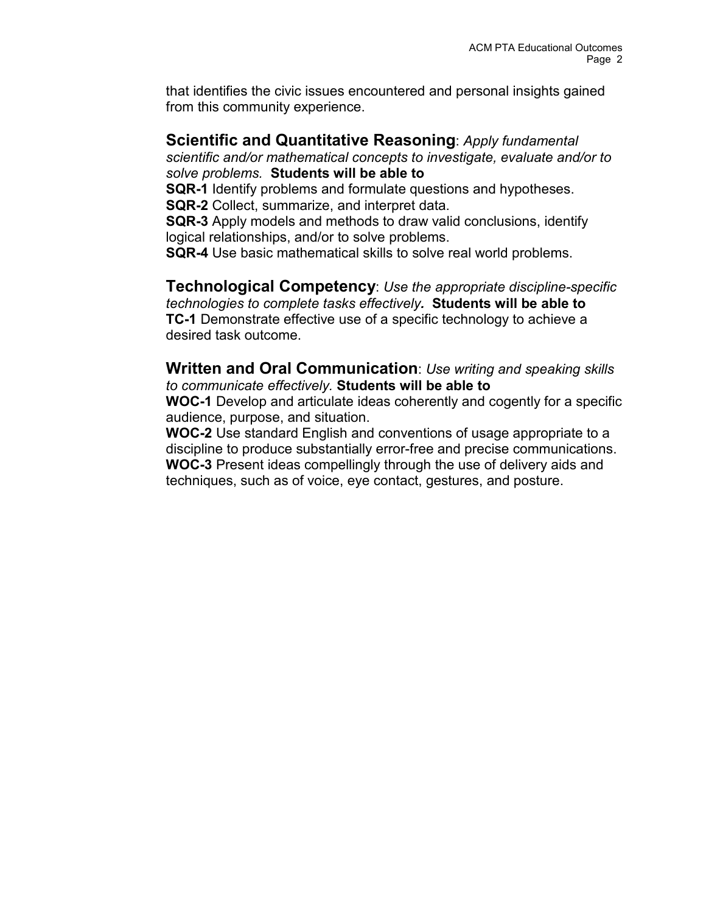that identifies the civic issues encountered and personal insights gained from this community experience.

**Scientific and Quantitative Reasoning**: *Apply fundamental scientific and/or mathematical concepts to investigate, evaluate and/or to solve problems.* **Students will be able to**

**SQR-1** Identify problems and formulate questions and hypotheses.
**SQR-2** Collect, summarize, and interpret data.
**SQR-3** Apply models and methods to draw valid conclusions, identify logical relationships, and/or to solve problems.
**SQR-4** Use basic mathematical skills to solve real world problems.

**Technological Competency**: *Use the appropriate discipline-specific technologies to complete tasks effectively.* **Students will be able to**

**TC-1** Demonstrate effective use of a specific technology to achieve a desired task outcome.

**Written and Oral Communication**: *Use writing and speaking skills to communicate effectively.* **Students will be able to**

**WOC-1** Develop and articulate ideas coherently and cogently for a specific audience, purpose, and situation.
**WOC-2** Use standard English and conventions of usage appropriate to a discipline to produce substantially error-free and precise communications.
**WOC-3** Present ideas compellingly through the use of delivery aids and techniques, such as of voice, eye contact, gestures, and posture.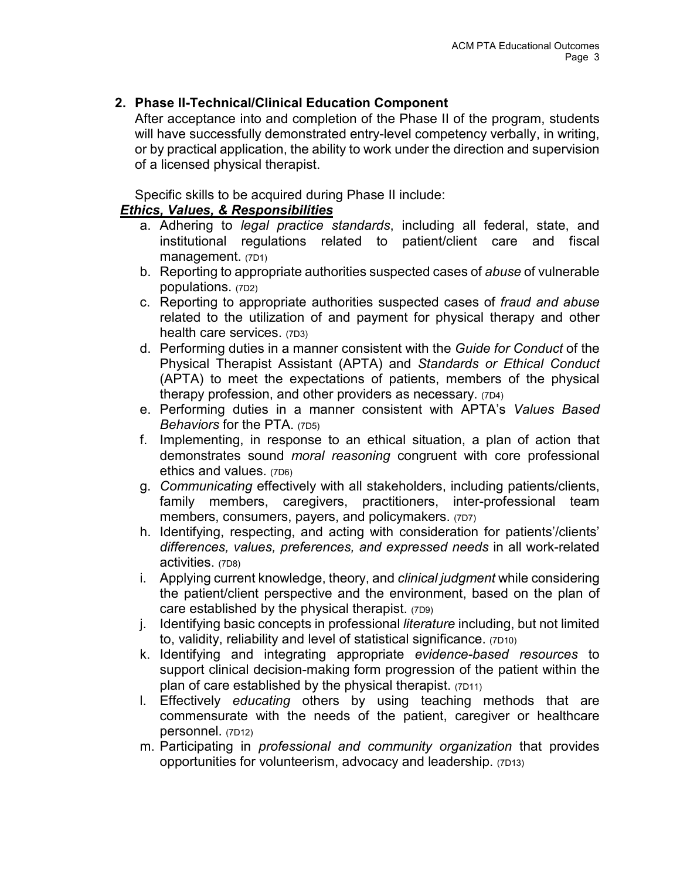## 2. Phase II-Technical/Clinical Education Component

After acceptance into and completion of the Phase II of the program, students will have successfully demonstrated entry-level competency verbally, in writing, or by practical application, the ability to work under the direction and supervision of a licensed physical therapist.

Specific skills to be acquired during Phase II include:

***Ethics, Values, & Responsibilities***

a. Adhering to *legal practice standards*, including all federal, state, and institutional regulations related to patient/client care and fiscal management. (7D1)
b. Reporting to appropriate authorities suspected cases of *abuse* of vulnerable populations. (7D2)
c. Reporting to appropriate authorities suspected cases of *fraud and abuse* related to the utilization of and payment for physical therapy and other health care services. (7D3)
d. Performing duties in a manner consistent with the *Guide for Conduct* of the Physical Therapist Assistant (APTA) and *Standards or Ethical Conduct* (APTA) to meet the expectations of patients, members of the physical therapy profession, and other providers as necessary. (7D4)
e. Performing duties in a manner consistent with APTA's *Values Based Behaviors* for the PTA. (7D5)
f. Implementing, in response to an ethical situation, a plan of action that demonstrates sound *moral reasoning* congruent with core professional ethics and values. (7D6)
g. *Communicating* effectively with all stakeholders, including patients/clients, family members, caregivers, practitioners, inter-professional team members, consumers, payers, and policymakers. (7D7)
h. Identifying, respecting, and acting with consideration for patients'/clients' *differences, values, preferences, and expressed needs* in all work-related activities. (7D8)
i. Applying current knowledge, theory, and *clinical judgment* while considering the patient/client perspective and the environment, based on the plan of care established by the physical therapist. (7D9)
j. Identifying basic concepts in professional *literature* including, but not limited to, validity, reliability and level of statistical significance. (7D10)
k. Identifying and integrating appropriate *evidence-based resources* to support clinical decision-making form progression of the patient within the plan of care established by the physical therapist. (7D11)
l. Effectively *educating* others by using teaching methods that are commensurate with the needs of the patient, caregiver or healthcare personnel. (7D12)
m. Participating in *professional and community organization* that provides opportunities for volunteerism, advocacy and leadership. (7D13)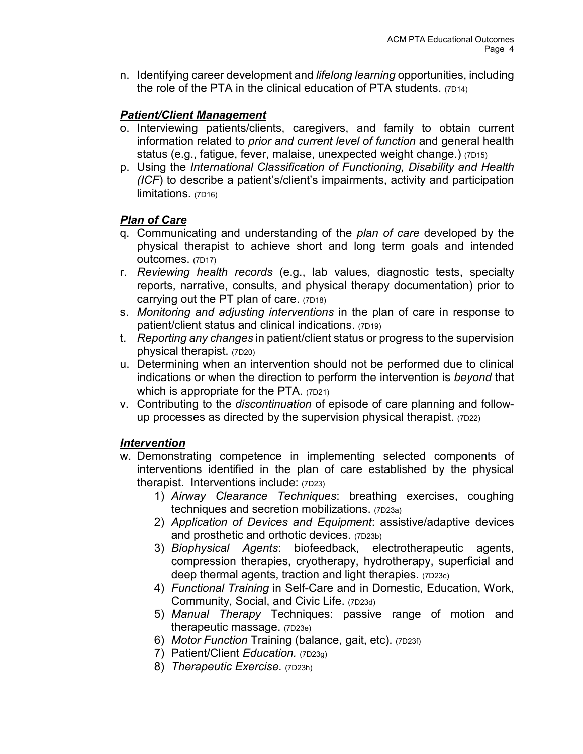n. Identifying career development and *lifelong learning* opportunities, including the role of the PTA in the clinical education of PTA students. (7D14)

***Patient/Client Management***

o. Interviewing patients/clients, caregivers, and family to obtain current information related to *prior and current level of function* and general health status (e.g., fatigue, fever, malaise, unexpected weight change.) (7D15)

p. Using the *International Classification of Functioning, Disability and Health (ICF*) to describe a patient's/client's impairments, activity and participation limitations. (7D16)

***Plan of Care***

q. Communicating and understanding of the *plan of care* developed by the physical therapist to achieve short and long term goals and intended outcomes. (7D17)

r. *Reviewing health records* (e.g., lab values, diagnostic tests, specialty reports, narrative, consults, and physical therapy documentation) prior to carrying out the PT plan of care. (7D18)

s. *Monitoring and adjusting interventions* in the plan of care in response to patient/client status and clinical indications. (7D19)

t. *Reporting any changes* in patient/client status or progress to the supervision physical therapist. (7D20)

u. Determining when an intervention should not be performed due to clinical indications or when the direction to perform the intervention is *beyond* that which is appropriate for the PTA. (7D21)

v. Contributing to the *discontinuation* of episode of care planning and follow-up processes as directed by the supervision physical therapist. (7D22)

***Intervention***

w. Demonstrating competence in implementing selected components of interventions identified in the plan of care established by the physical therapist. Interventions include: (7D23)

   1) *Airway Clearance Techniques*: breathing exercises, coughing techniques and secretion mobilizations. (7D23a)
   2) *Application of Devices and Equipment*: assistive/adaptive devices and prosthetic and orthotic devices. (7D23b)
   3) *Biophysical Agents*: biofeedback, electrotherapeutic agents, compression therapies, cryotherapy, hydrotherapy, superficial and deep thermal agents, traction and light therapies. (7D23c)
   4) *Functional Training* in Self-Care and in Domestic, Education, Work, Community, Social, and Civic Life. (7D23d)
   5) *Manual Therapy* Techniques: passive range of motion and therapeutic massage. (7D23e)
   6) *Motor Function* Training (balance, gait, etc). (7D23f)
   7) Patient/Client *Education.* (7D23g)
   8) *Therapeutic Exercise.* (7D23h)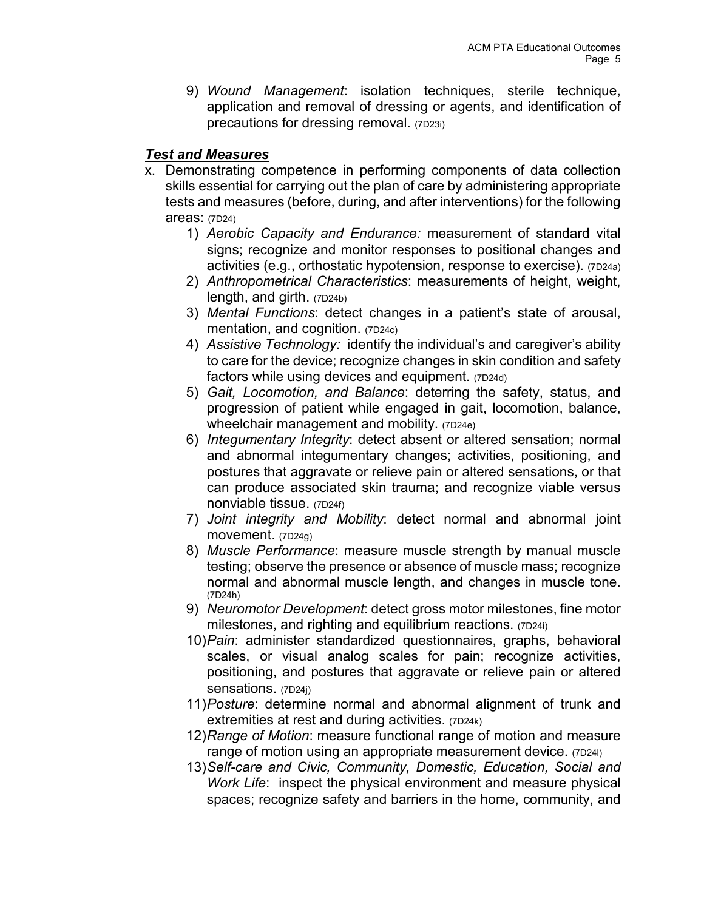9) *Wound Management*: isolation techniques, sterile technique, application and removal of dressing or agents, and identification of precautions for dressing removal. (7D23i)

***Test and Measures***

x. Demonstrating competence in performing components of data collection skills essential for carrying out the plan of care by administering appropriate tests and measures (before, during, and after interventions) for the following areas: (7D24)

   1) *Aerobic Capacity and Endurance:* measurement of standard vital signs; recognize and monitor responses to positional changes and activities (e.g., orthostatic hypotension, response to exercise). (7D24a)
   2) *Anthropometrical Characteristics*: measurements of height, weight, length, and girth. (7D24b)
   3) *Mental Functions*: detect changes in a patient's state of arousal, mentation, and cognition. (7D24c)
   4) *Assistive Technology:* identify the individual's and caregiver's ability to care for the device; recognize changes in skin condition and safety factors while using devices and equipment. (7D24d)
   5) *Gait, Locomotion, and Balance*: deterring the safety, status, and progression of patient while engaged in gait, locomotion, balance, wheelchair management and mobility. (7D24e)
   6) *Integumentary Integrity*: detect absent or altered sensation; normal and abnormal integumentary changes; activities, positioning, and postures that aggravate or relieve pain or altered sensations, or that can produce associated skin trauma; and recognize viable versus nonviable tissue. (7D24f)
   7) *Joint integrity and Mobility*: detect normal and abnormal joint movement. (7D24g)
   8) *Muscle Performance*: measure muscle strength by manual muscle testing; observe the presence or absence of muscle mass; recognize normal and abnormal muscle length, and changes in muscle tone. (7D24h)
   9) *Neuromotor Development*: detect gross motor milestones, fine motor milestones, and righting and equilibrium reactions. (7D24i)
   10) *Pain*: administer standardized questionnaires, graphs, behavioral scales, or visual analog scales for pain; recognize activities, positioning, and postures that aggravate or relieve pain or altered sensations. (7D24j)
   11) *Posture*: determine normal and abnormal alignment of trunk and extremities at rest and during activities. (7D24k)
   12) *Range of Motion*: measure functional range of motion and measure range of motion using an appropriate measurement device. (7D24l)
   13) *Self-care and Civic, Community, Domestic, Education, Social and Work Life*: inspect the physical environment and measure physical spaces; recognize safety and barriers in the home, community, and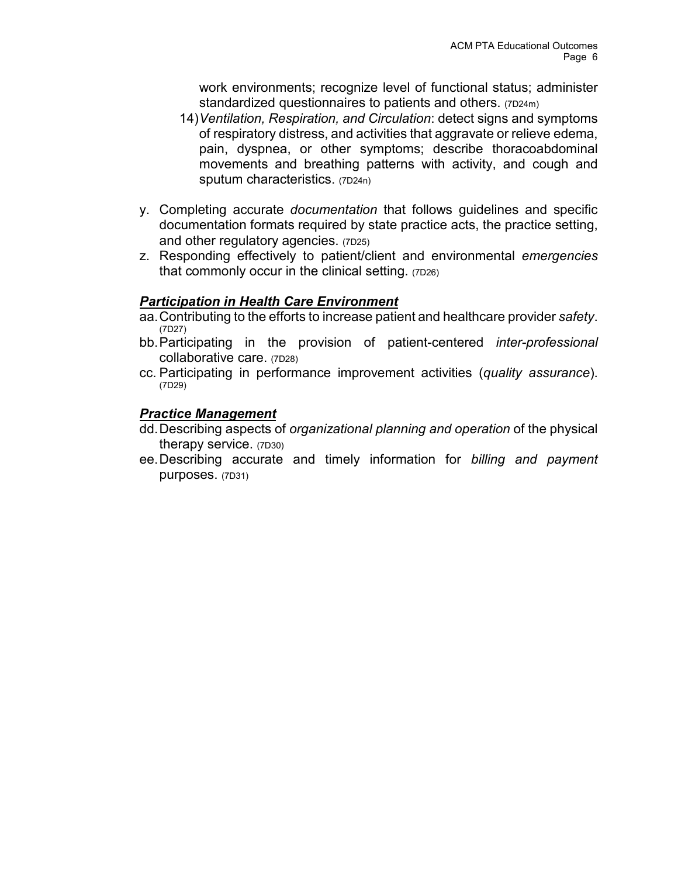work environments; recognize level of functional status; administer standardized questionnaires to patients and others. (7D24m)

14) *Ventilation, Respiration, and Circulation*: detect signs and symptoms of respiratory distress, and activities that aggravate or relieve edema, pain, dyspnea, or other symptoms; describe thoracoabdominal movements and breathing patterns with activity, and cough and sputum characteristics. (7D24n)

y. Completing accurate *documentation* that follows guidelines and specific documentation formats required by state practice acts, the practice setting, and other regulatory agencies. (7D25)

z. Responding effectively to patient/client and environmental *emergencies* that commonly occur in the clinical setting. (7D26)

### ***Participation in Health Care Environment***

aa. Contributing to the efforts to increase patient and healthcare provider *safety*. (7D27)

bb. Participating in the provision of patient-centered *inter-professional* collaborative care. (7D28)

cc. Participating in performance improvement activities (*quality assurance*). (7D29)

### ***Practice Management***

dd. Describing aspects of *organizational planning and operation* of the physical therapy service. (7D30)

ee. Describing accurate and timely information for *billing and payment* purposes. (7D31)